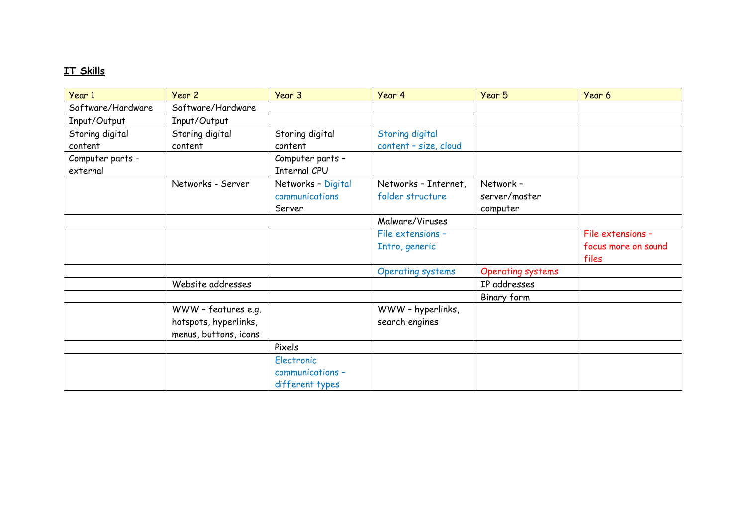**IT Skills**

| Year 1 | Year 2 | Year 3 | Year 4 | Year 5 | Year 6 |
|---|---|---|---|---|---|
| Software/Hardware | Software/Hardware | | | | |
| Input/Output | Input/Output | | | | |
| Storing digital content | Storing digital content | Storing digital content | Storing digital content – size, cloud | | |
| Computer parts - external | | Computer parts – Internal CPU | | | |
| | Networks - Server | Networks – Digital communications Server | Networks – Internet, folder structure | Network – server/master computer | |
| | | | Malware/Viruses | | |
| | | | File extensions – Intro, generic | | File extensions – focus more on sound files |
| | | | Operating systems | Operating systems | |
| | Website addresses | | | IP addresses | |
| | | | | Binary form | |
| | WWW – features e.g. hotspots, hyperlinks, menus, buttons, icons | | WWW – hyperlinks, search engines | | |
| | | Pixels | | | |
| | | Electronic communications – different types | | | |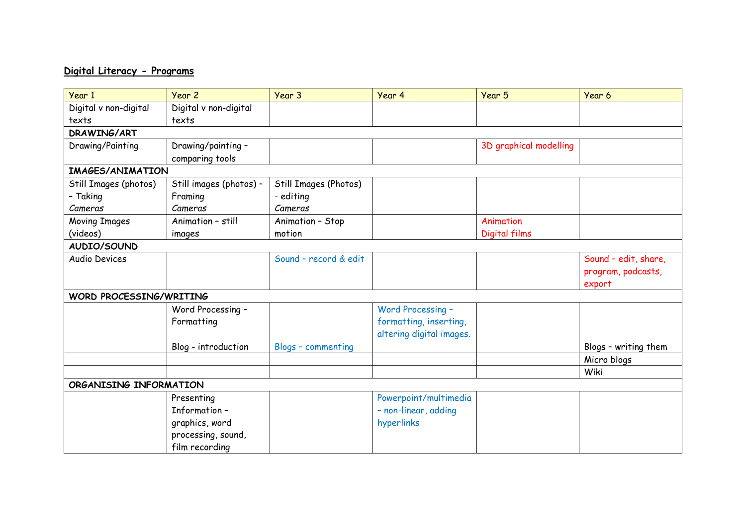## Digital Literacy - Programs

| Year 1 | Year 2 | Year 3 | Year 4 | Year 5 | Year 6 |
|---|---|---|---|---|---|
| Digital v non-digital texts | Digital v non-digital texts | | | | |
| **DRAWING/ART** | | | | | |
| Drawing/Painting | Drawing/painting – comparing tools | | | 3D graphical modelling | |
| **IMAGES/ANIMATION** | | | | | |
| Still Images (photos) – Taking *Cameras* | Still images (photos) – Framing *Cameras* | Still Images (Photos) - editing *Cameras* | | | |
| Moving Images (videos) | Animation – still images | Animation – Stop motion | | Animation Digital films | |
| **AUDIO/SOUND** | | | | | |
| Audio Devices | | Sound – record & edit | | | Sound – edit, share, program, podcasts, export |
| **WORD PROCESSING/WRITING** | | | | | |
| | Word Processing – Formatting | | Word Processing – formatting, inserting, altering digital images. | | |
| | Blog - introduction | Blogs – commenting | | | Blogs – writing them |
| | | | | | Micro blogs |
| | | | | | Wiki |
| **ORGANISING INFORMATION** | | | | | |
| | Presenting Information – graphics, word processing, sound, film recording | | Powerpoint/multimedia – non-linear, adding hyperlinks | | |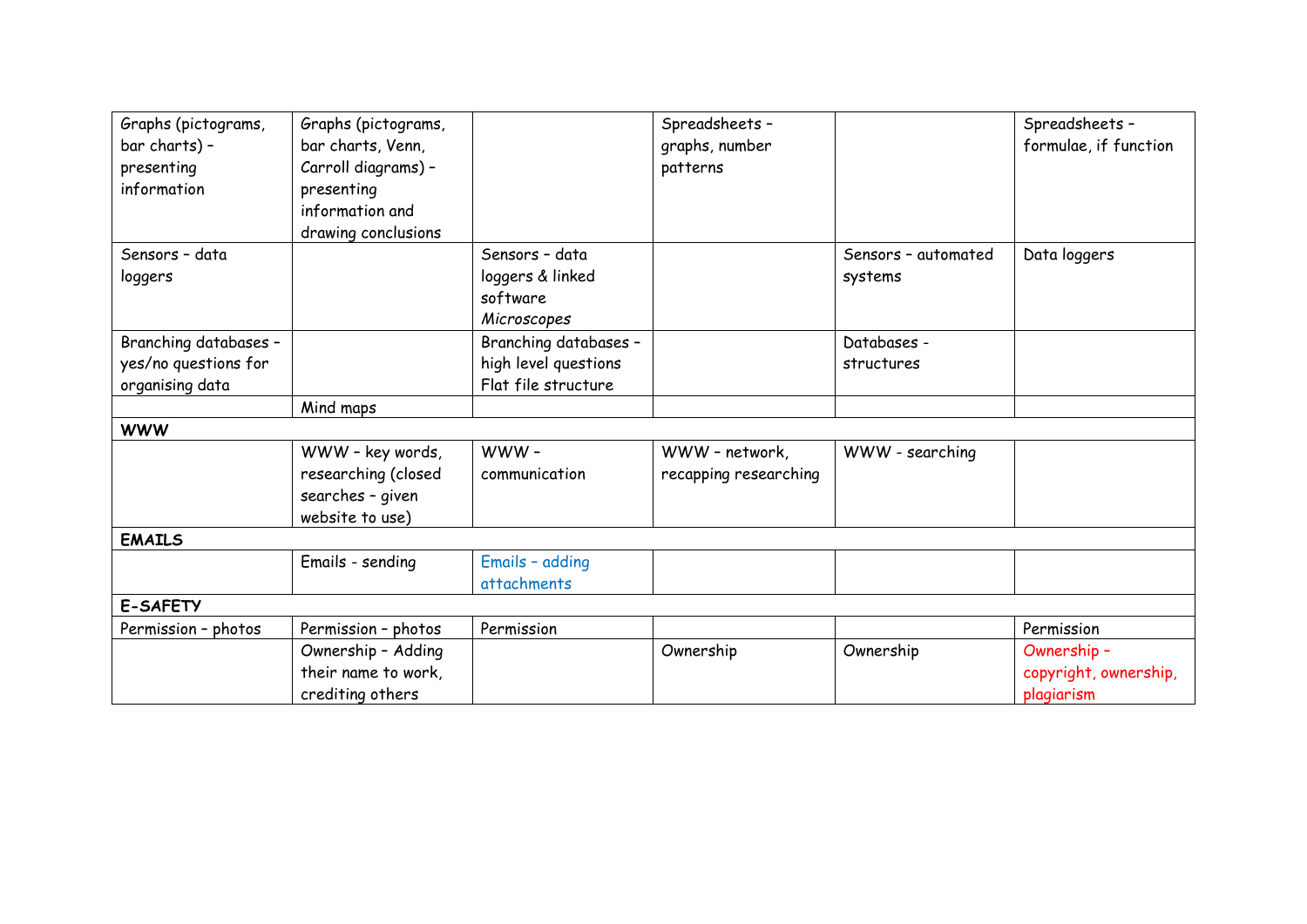| | | | | | |
|---|---|---|---|---|---|
| Graphs (pictograms, bar charts) – presenting information | Graphs (pictograms, bar charts, Venn, Carroll diagrams) – presenting information and drawing conclusions | | Spreadsheets – graphs, number patterns | | Spreadsheets – formulae, if function |
| Sensors – data loggers | | Sensors – data loggers & linked software *Microscopes* | | Sensors – automated systems | Data loggers |
| Branching databases – yes/no questions for organising data | | Branching databases – high level questions Flat file structure | | Databases - structures | |
| | Mind maps | | | | |
| **WWW** | | | | | |
| | WWW – key words, researching (closed searches – given website to use) | WWW – communication | WWW – network, recapping researching | WWW - searching | |
| **EMAILS** | | | | | |
| | Emails - sending | Emails – adding attachments | | | |
| **E-SAFETY** | | | | | |
| Permission – photos | Permission – photos | Permission | | | Permission |
| | Ownership – Adding their name to work, crediting others | | Ownership | Ownership | Ownership – copyright, ownership, plagiarism |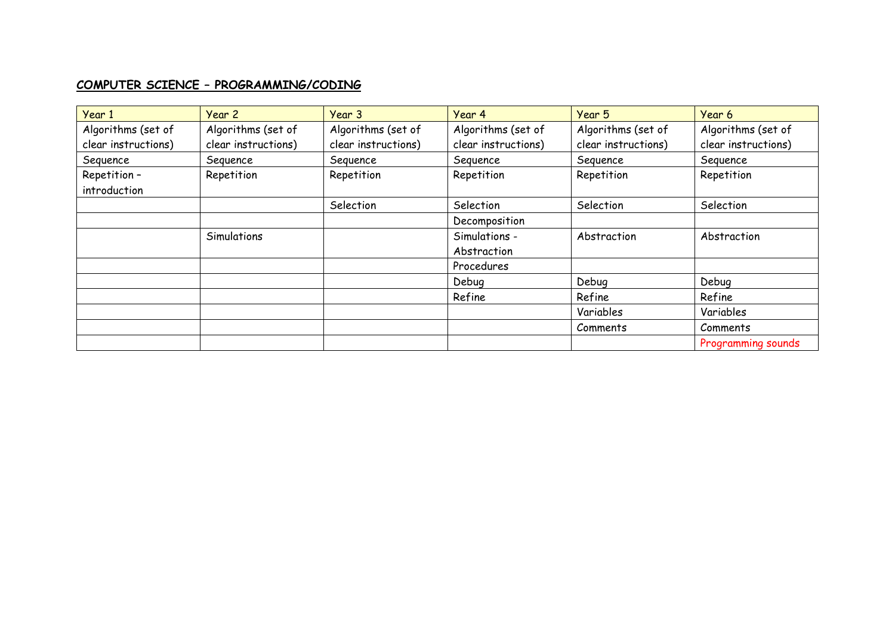**COMPUTER SCIENCE – PROGRAMMING/CODING**

| Year 1 | Year 2 | Year 3 | Year 4 | Year 5 | Year 6 |
|---|---|---|---|---|---|
| Algorithms (set of clear instructions) | Algorithms (set of clear instructions) | Algorithms (set of clear instructions) | Algorithms (set of clear instructions) | Algorithms (set of clear instructions) | Algorithms (set of clear instructions) |
| Sequence | Sequence | Sequence | Sequence | Sequence | Sequence |
| Repetition – introduction | Repetition | Repetition | Repetition | Repetition | Repetition |
| | | Selection | Selection | Selection | Selection |
| | | | Decomposition | | |
| | Simulations | | Simulations - Abstraction | Abstraction | Abstraction |
| | | | Procedures | | |
| | | | Debug | Debug | Debug |
| | | | Refine | Refine | Refine |
| | | | | Variables | Variables |
| | | | | Comments | Comments |
| | | | | | Programming sounds |